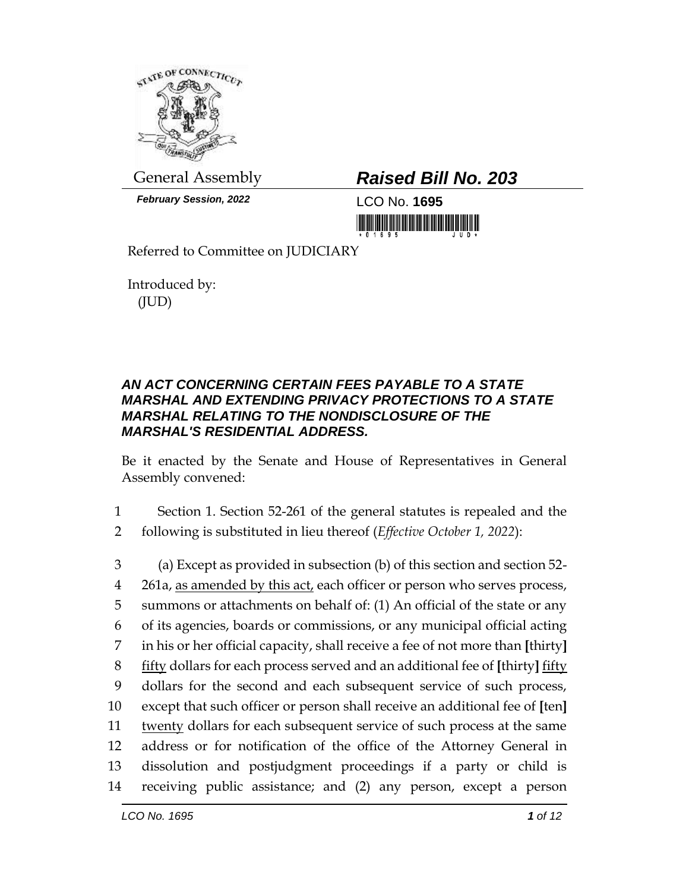General Assembly

***Raised Bill No. 203***

***February Session, 2022***

LCO No. **1695**

Referred to Committee on JUDICIARY

Introduced by:
(JUD)

### *AN ACT CONCERNING CERTAIN FEES PAYABLE TO A STATE MARSHAL AND EXTENDING PRIVACY PROTECTIONS TO A STATE MARSHAL RELATING TO THE NONDISCLOSURE OF THE MARSHAL'S RESIDENTIAL ADDRESS.*

Be it enacted by the Senate and House of Representatives in General Assembly convened:

1 Section 1. Section 52-261 of the general statutes is repealed and the
2 following is substituted in lieu thereof (*Effective October 1, 2022*):

3 (a) Except as provided in subsection (b) of this section and section 52-
4 261a, <u>as amended by this act,</u> each officer or person who serves process,
5 summons or attachments on behalf of: (1) An official of the state or any
6 of its agencies, boards or commissions, or any municipal official acting
7 in his or her official capacity, shall receive a fee of not more than **[**thirty**]**
8 <u>fifty</u> dollars for each process served and an additional fee of **[**thirty**]** <u>fifty</u>
9 dollars for the second and each subsequent service of such process,
10 except that such officer or person shall receive an additional fee of **[**ten**]**
11 <u>twenty</u> dollars for each subsequent service of such process at the same
12 address or for notification of the office of the Attorney General in
13 dissolution and postjudgment proceedings if a party or child is
14 receiving public assistance; and (2) any person, except a person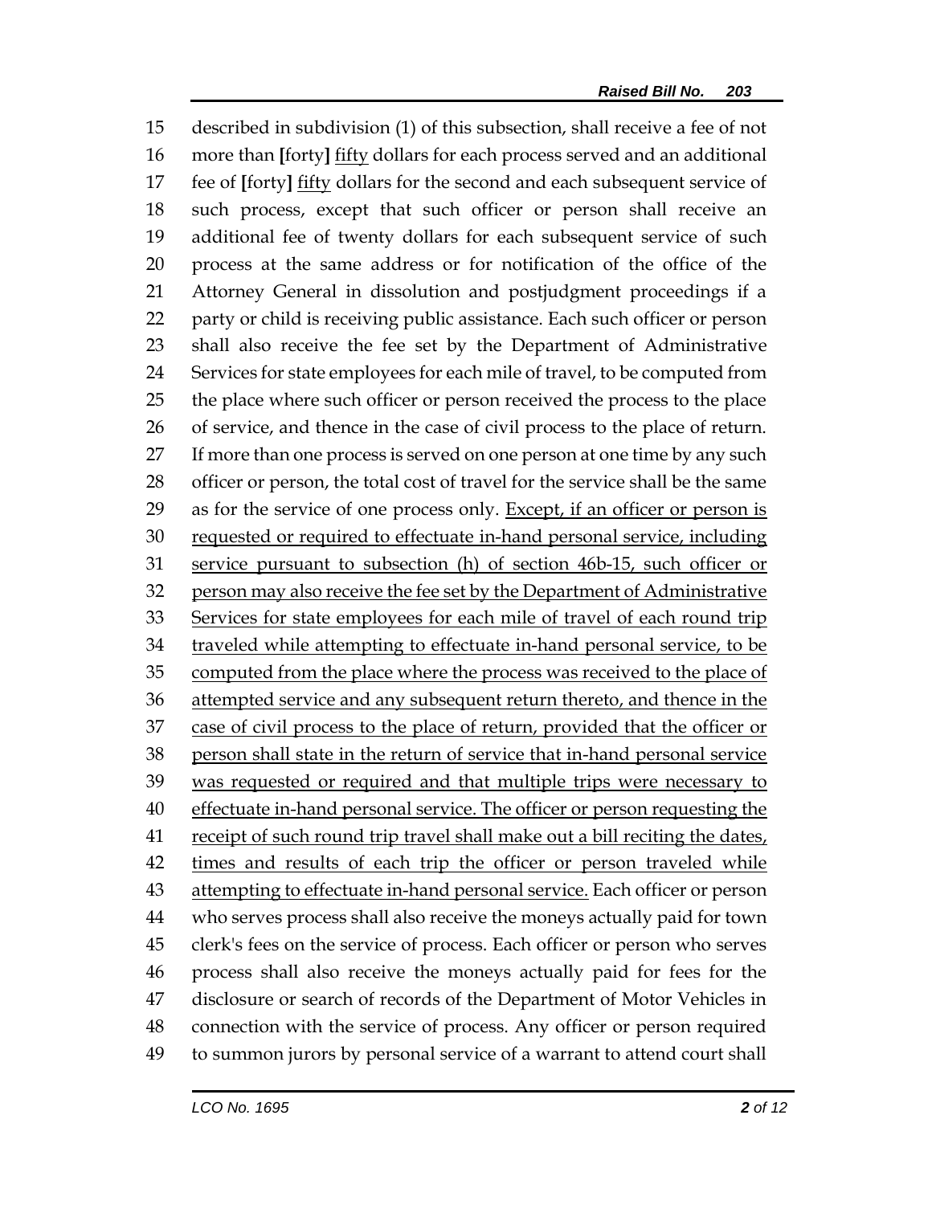15 described in subdivision (1) of this subsection, shall receive a fee of not
16 more than [forty] <u>fifty</u> dollars for each process served and an additional
17 fee of [forty] <u>fifty</u> dollars for the second and each subsequent service of
18 such process, except that such officer or person shall receive an
19 additional fee of twenty dollars for each subsequent service of such
20 process at the same address or for notification of the office of the
21 Attorney General in dissolution and postjudgment proceedings if a
22 party or child is receiving public assistance. Each such officer or person
23 shall also receive the fee set by the Department of Administrative
24 Services for state employees for each mile of travel, to be computed from
25 the place where such officer or person received the process to the place
26 of service, and thence in the case of civil process to the place of return.
27 If more than one process is served on one person at one time by any such
28 officer or person, the total cost of travel for the service shall be the same
29 as for the service of one process only. <u>Except, if an officer or person is</u>
30 <u>requested or required to effectuate in-hand personal service, including</u>
31 <u>service pursuant to subsection (h) of section 46b-15, such officer or</u>
32 <u>person may also receive the fee set by the Department of Administrative</u>
33 <u>Services for state employees for each mile of travel of each round trip</u>
34 <u>traveled while attempting to effectuate in-hand personal service, to be</u>
35 <u>computed from the place where the process was received to the place of</u>
36 <u>attempted service and any subsequent return thereto, and thence in the</u>
37 <u>case of civil process to the place of return, provided that the officer or</u>
38 <u>person shall state in the return of service that in-hand personal service</u>
39 <u>was requested or required and that multiple trips were necessary to</u>
40 <u>effectuate in-hand personal service. The officer or person requesting the</u>
41 <u>receipt of such round trip travel shall make out a bill reciting the dates,</u>
42 <u>times and results of each trip the officer or person traveled while</u>
43 <u>attempting to effectuate in-hand personal service.</u> Each officer or person
44 who serves process shall also receive the moneys actually paid for town
45 clerk's fees on the service of process. Each officer or person who serves
46 process shall also receive the moneys actually paid for fees for the
47 disclosure or search of records of the Department of Motor Vehicles in
48 connection with the service of process. Any officer or person required
49 to summon jurors by personal service of a warrant to attend court shall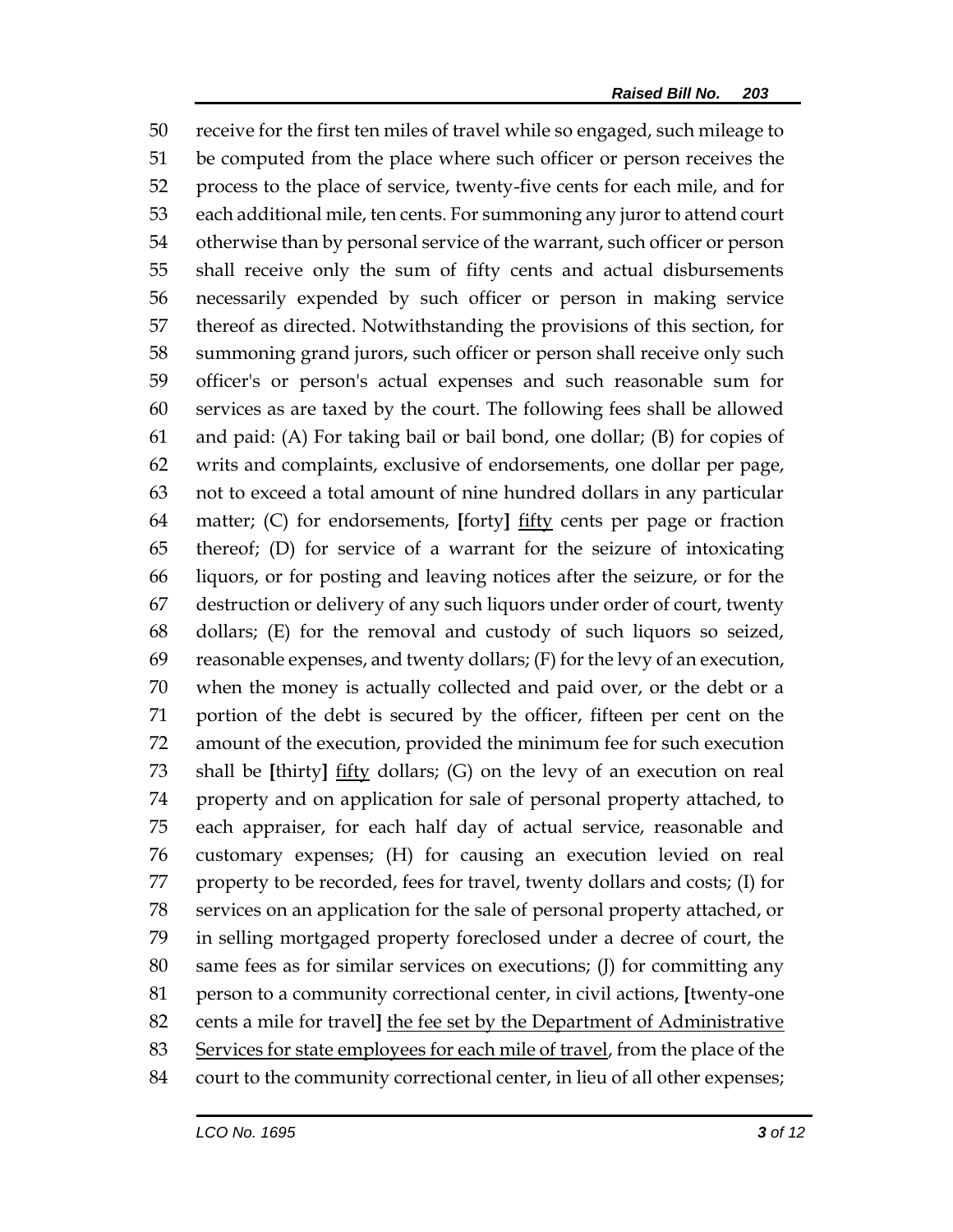receive for the first ten miles of travel while so engaged, such mileage to be computed from the place where such officer or person receives the process to the place of service, twenty-five cents for each mile, and for each additional mile, ten cents. For summoning any juror to attend court otherwise than by personal service of the warrant, such officer or person shall receive only the sum of fifty cents and actual disbursements necessarily expended by such officer or person in making service thereof as directed. Notwithstanding the provisions of this section, for summoning grand jurors, such officer or person shall receive only such officer's or person's actual expenses and such reasonable sum for services as are taxed by the court. The following fees shall be allowed and paid: (A) For taking bail or bail bond, one dollar; (B) for copies of writs and complaints, exclusive of endorsements, one dollar per page, not to exceed a total amount of nine hundred dollars in any particular matter; (C) for endorsements, **[**forty**]** <u>fifty</u> cents per page or fraction thereof; (D) for service of a warrant for the seizure of intoxicating liquors, or for posting and leaving notices after the seizure, or for the destruction or delivery of any such liquors under order of court, twenty dollars; (E) for the removal and custody of such liquors so seized, reasonable expenses, and twenty dollars; (F) for the levy of an execution, when the money is actually collected and paid over, or the debt or a portion of the debt is secured by the officer, fifteen per cent on the amount of the execution, provided the minimum fee for such execution shall be **[**thirty**]** <u>fifty</u> dollars; (G) on the levy of an execution on real property and on application for sale of personal property attached, to each appraiser, for each half day of actual service, reasonable and customary expenses; (H) for causing an execution levied on real property to be recorded, fees for travel, twenty dollars and costs; (I) for services on an application for the sale of personal property attached, or in selling mortgaged property foreclosed under a decree of court, the same fees as for similar services on executions; (J) for committing any person to a community correctional center, in civil actions, **[**twenty-one cents a mile for travel**]** <u>the fee set by the Department of Administrative Services for state employees for each mile of travel</u>, from the place of the court to the community correctional center, in lieu of all other expenses;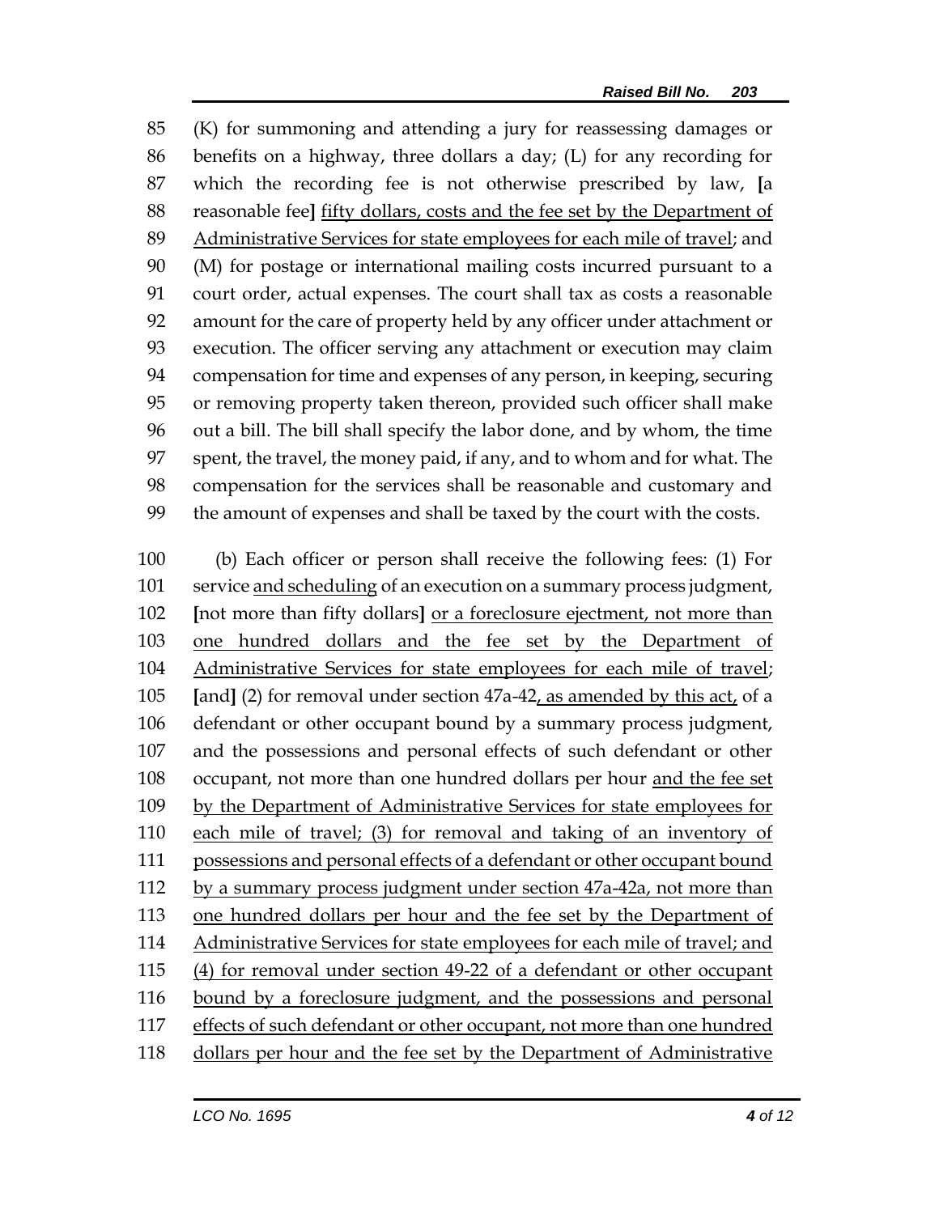85 (K) for summoning and attending a jury for reassessing damages or
86 benefits on a highway, three dollars a day; (L) for any recording for
87 which the recording fee is not otherwise prescribed by law, **[**a
88 reasonable fee**]** <u>fifty dollars, costs and the fee set by the Department of</u>
89 <u>Administrative Services for state employees for each mile of travel</u>; and
90 (M) for postage or international mailing costs incurred pursuant to a
91 court order, actual expenses. The court shall tax as costs a reasonable
92 amount for the care of property held by any officer under attachment or
93 execution. The officer serving any attachment or execution may claim
94 compensation for time and expenses of any person, in keeping, securing
95 or removing property taken thereon, provided such officer shall make
96 out a bill. The bill shall specify the labor done, and by whom, the time
97 spent, the travel, the money paid, if any, and to whom and for what. The
98 compensation for the services shall be reasonable and customary and
99 the amount of expenses and shall be taxed by the court with the costs.

100 (b) Each officer or person shall receive the following fees: (1) For
101 service <u>and scheduling</u> of an execution on a summary process judgment,
102 **[**not more than fifty dollars**]** <u>or a foreclosure ejectment, not more than</u>
103 <u>one hundred dollars and the fee set by the Department of</u>
104 <u>Administrative Services for state employees for each mile of travel</u>;
105 **[**and**]** (2) for removal under section 47a-42<u>, as amended by this act,</u> of a
106 defendant or other occupant bound by a summary process judgment,
107 and the possessions and personal effects of such defendant or other
108 occupant, not more than one hundred dollars per hour <u>and the fee set</u>
109 <u>by the Department of Administrative Services for state employees for</u>
110 <u>each mile of travel; (3) for removal and taking of an inventory of</u>
111 <u>possessions and personal effects of a defendant or other occupant bound</u>
112 <u>by a summary process judgment under section 47a-42a, not more than</u>
113 <u>one hundred dollars per hour and the fee set by the Department of</u>
114 <u>Administrative Services for state employees for each mile of travel; and</u>
115 <u>(4) for removal under section 49-22 of a defendant or other occupant</u>
116 <u>bound by a foreclosure judgment, and the possessions and personal</u>
117 <u>effects of such defendant or other occupant, not more than one hundred</u>
118 <u>dollars per hour and the fee set by the Department of Administrative</u>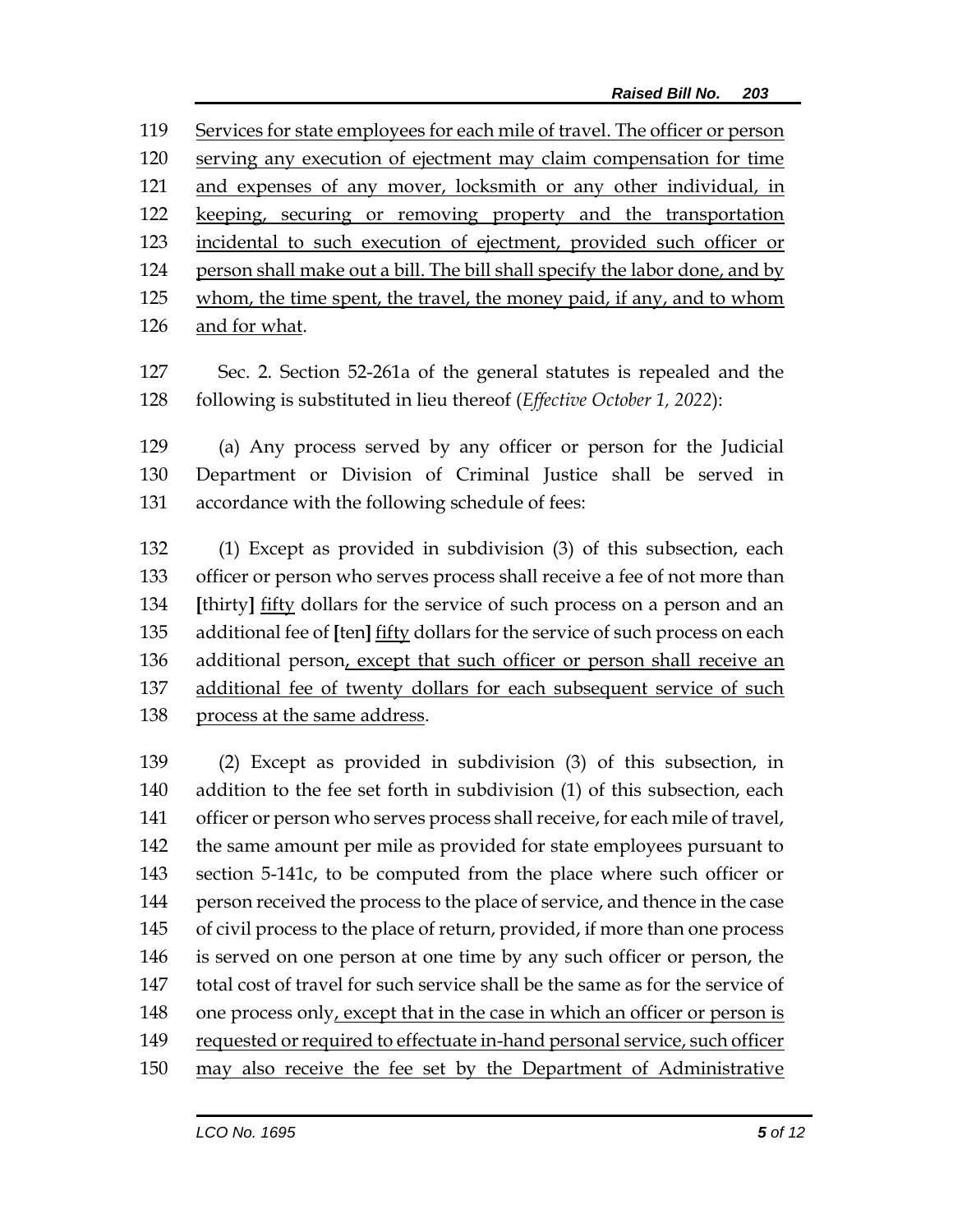Services for state employees for each mile of travel. The officer or person serving any execution of ejectment may claim compensation for time and expenses of any mover, locksmith or any other individual, in keeping, securing or removing property and the transportation incidental to such execution of ejectment, provided such officer or person shall make out a bill. The bill shall specify the labor done, and by whom, the time spent, the travel, the money paid, if any, and to whom and for what.

Sec. 2. Section 52-261a of the general statutes is repealed and the following is substituted in lieu thereof (*Effective October 1, 2022*):

(a) Any process served by any officer or person for the Judicial Department or Division of Criminal Justice shall be served in accordance with the following schedule of fees:

(1) Except as provided in subdivision (3) of this subsection, each officer or person who serves process shall receive a fee of not more than **[**thirty**]** fifty dollars for the service of such process on a person and an additional fee of **[**ten**]** fifty dollars for the service of such process on each additional person, except that such officer or person shall receive an additional fee of twenty dollars for each subsequent service of such process at the same address.

(2) Except as provided in subdivision (3) of this subsection, in addition to the fee set forth in subdivision (1) of this subsection, each officer or person who serves process shall receive, for each mile of travel, the same amount per mile as provided for state employees pursuant to section 5-141c, to be computed from the place where such officer or person received the process to the place of service, and thence in the case of civil process to the place of return, provided, if more than one process is served on one person at one time by any such officer or person, the total cost of travel for such service shall be the same as for the service of one process only, except that in the case in which an officer or person is requested or required to effectuate in-hand personal service, such officer may also receive the fee set by the Department of Administrative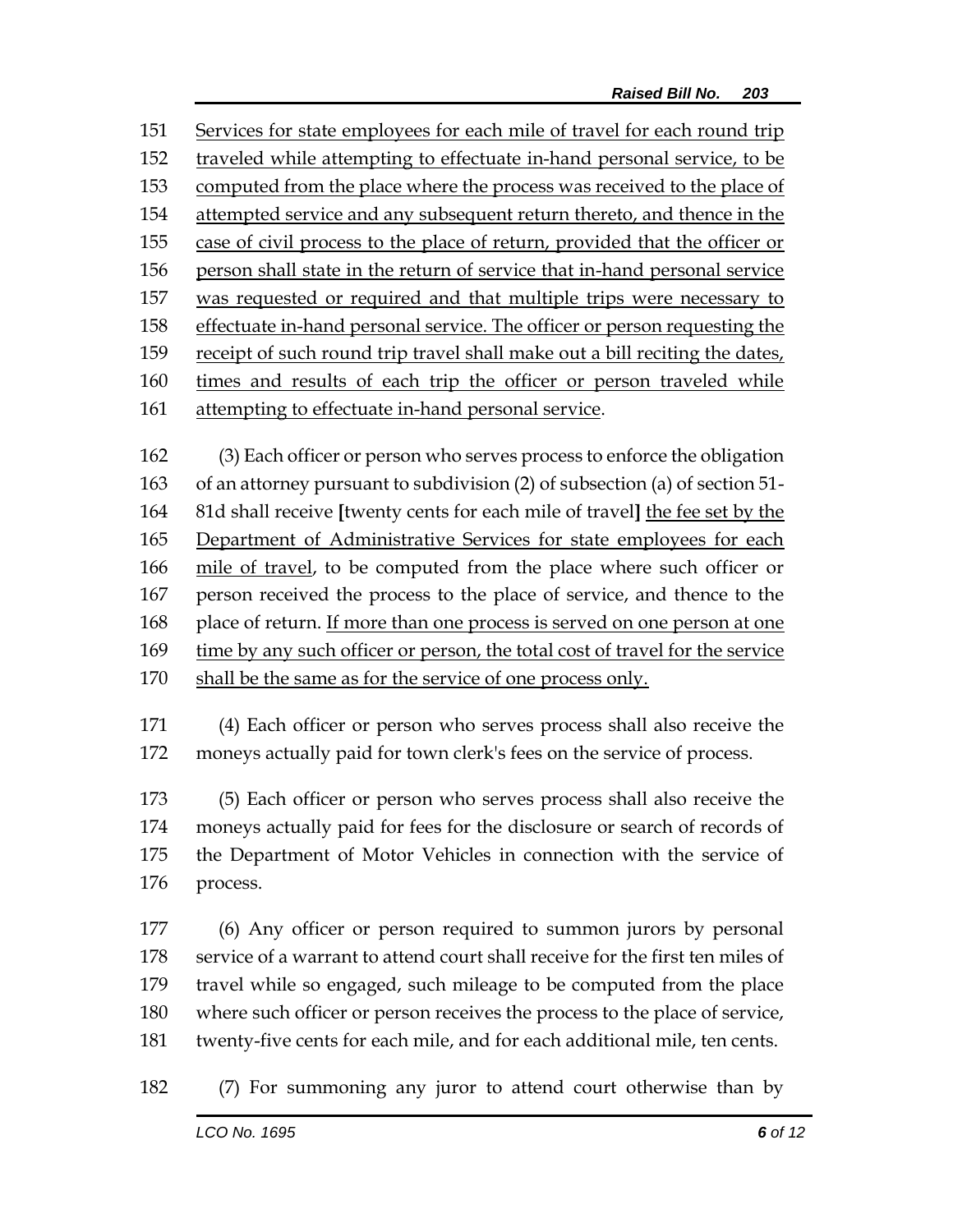151 Services for state employees for each mile of travel for each round trip
152 traveled while attempting to effectuate in-hand personal service, to be
153 computed from the place where the process was received to the place of
154 attempted service and any subsequent return thereto, and thence in the
155 case of civil process to the place of return, provided that the officer or
156 person shall state in the return of service that in-hand personal service
157 was requested or required and that multiple trips were necessary to
158 effectuate in-hand personal service. The officer or person requesting the
159 receipt of such round trip travel shall make out a bill reciting the dates,
160 times and results of each trip the officer or person traveled while
161 attempting to effectuate in-hand personal service.

162 (3) Each officer or person who serves process to enforce the obligation
163 of an attorney pursuant to subdivision (2) of subsection (a) of section 51-
164 81d shall receive **[**twenty cents for each mile of travel**]** the fee set by the
165 Department of Administrative Services for state employees for each
166 mile of travel, to be computed from the place where such officer or
167 person received the process to the place of service, and thence to the
168 place of return. If more than one process is served on one person at one
169 time by any such officer or person, the total cost of travel for the service
170 shall be the same as for the service of one process only.

171 (4) Each officer or person who serves process shall also receive the
172 moneys actually paid for town clerk's fees on the service of process.

173 (5) Each officer or person who serves process shall also receive the
174 moneys actually paid for fees for the disclosure or search of records of
175 the Department of Motor Vehicles in connection with the service of
176 process.

177 (6) Any officer or person required to summon jurors by personal
178 service of a warrant to attend court shall receive for the first ten miles of
179 travel while so engaged, such mileage to be computed from the place
180 where such officer or person receives the process to the place of service,
181 twenty-five cents for each mile, and for each additional mile, ten cents.

182 (7) For summoning any juror to attend court otherwise than by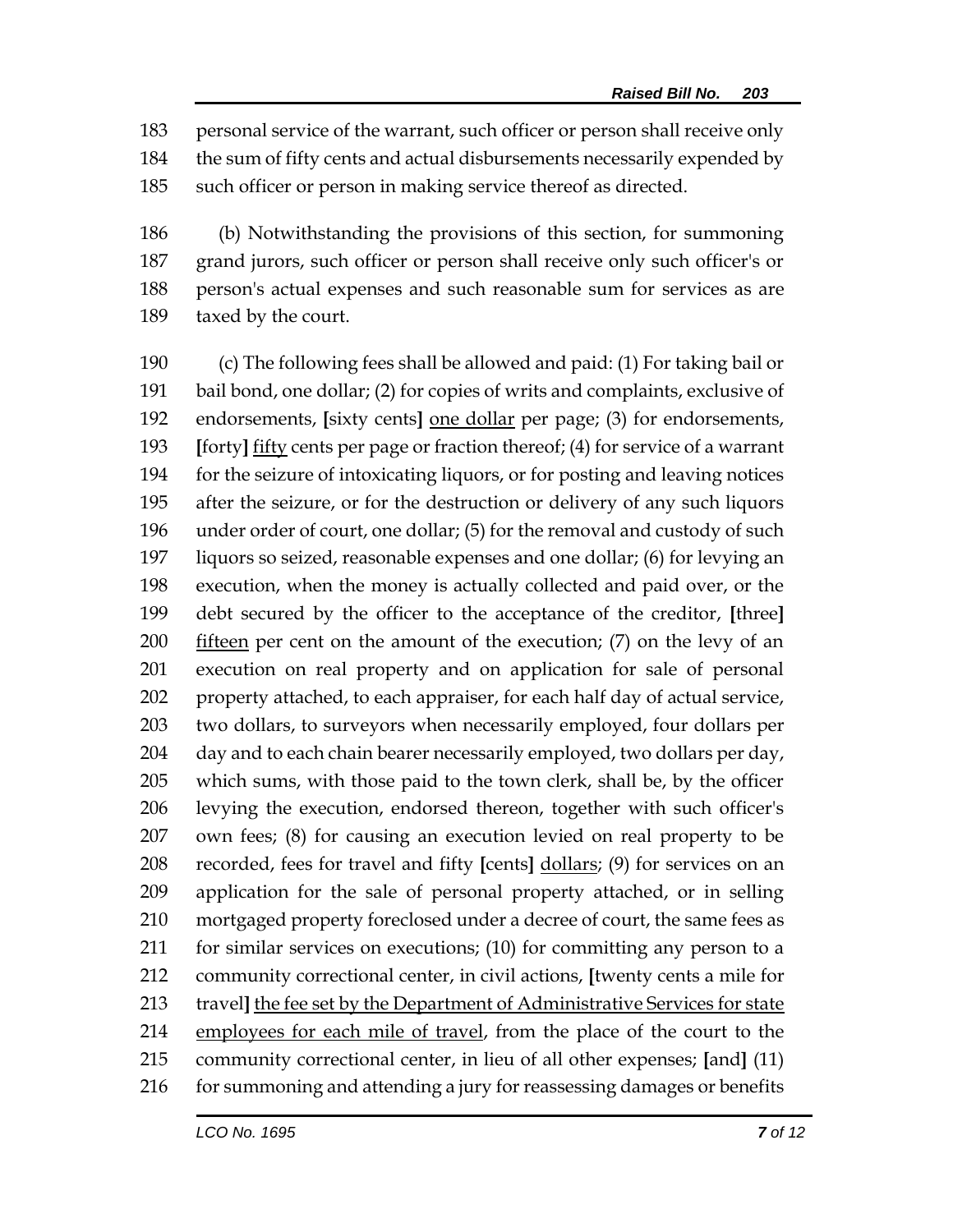personal service of the warrant, such officer or person shall receive only the sum of fifty cents and actual disbursements necessarily expended by such officer or person in making service thereof as directed.

(b) Notwithstanding the provisions of this section, for summoning grand jurors, such officer or person shall receive only such officer's or person's actual expenses and such reasonable sum for services as are taxed by the court.

(c) The following fees shall be allowed and paid: (1) For taking bail or bail bond, one dollar; (2) for copies of writs and complaints, exclusive of endorsements, **[**sixty cents**]** <u>one dollar</u> per page; (3) for endorsements, **[**forty**]** <u>fifty</u> cents per page or fraction thereof; (4) for service of a warrant for the seizure of intoxicating liquors, or for posting and leaving notices after the seizure, or for the destruction or delivery of any such liquors under order of court, one dollar; (5) for the removal and custody of such liquors so seized, reasonable expenses and one dollar; (6) for levying an execution, when the money is actually collected and paid over, or the debt secured by the officer to the acceptance of the creditor, **[**three**]** <u>fifteen</u> per cent on the amount of the execution; (7) on the levy of an execution on real property and on application for sale of personal property attached, to each appraiser, for each half day of actual service, two dollars, to surveyors when necessarily employed, four dollars per day and to each chain bearer necessarily employed, two dollars per day, which sums, with those paid to the town clerk, shall be, by the officer levying the execution, endorsed thereon, together with such officer's own fees; (8) for causing an execution levied on real property to be recorded, fees for travel and fifty **[**cents**]** <u>dollars</u>; (9) for services on an application for the sale of personal property attached, or in selling mortgaged property foreclosed under a decree of court, the same fees as for similar services on executions; (10) for committing any person to a community correctional center, in civil actions, **[**twenty cents a mile for travel**]** <u>the fee set by the Department of Administrative Services for state employees for each mile of travel</u>, from the place of the court to the community correctional center, in lieu of all other expenses; **[**and**]** (11) for summoning and attending a jury for reassessing damages or benefits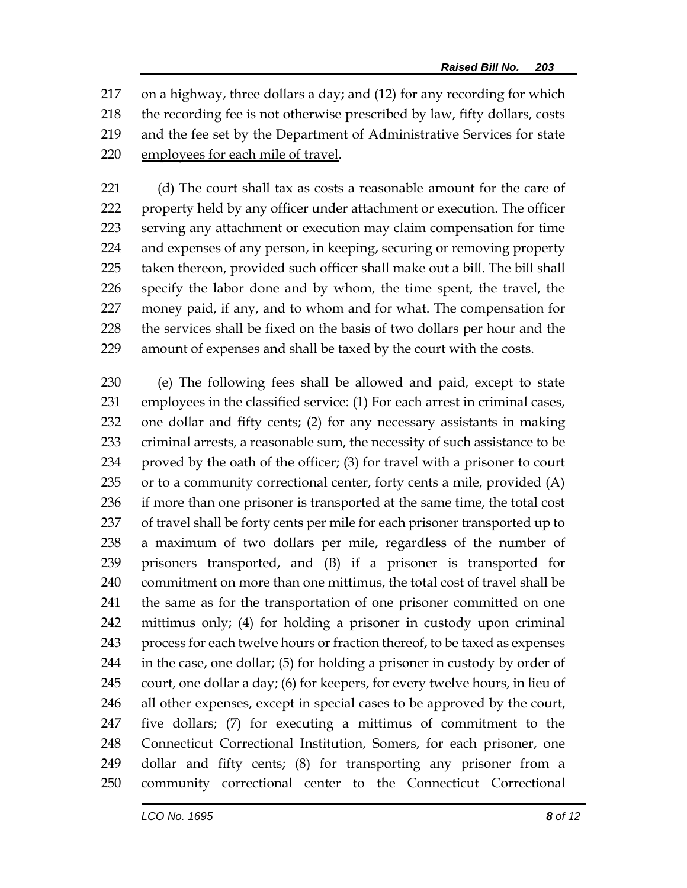on a highway, three dollars a day; and (12) for any recording for which the recording fee is not otherwise prescribed by law, fifty dollars, costs and the fee set by the Department of Administrative Services for state employees for each mile of travel.

(d) The court shall tax as costs a reasonable amount for the care of property held by any officer under attachment or execution. The officer serving any attachment or execution may claim compensation for time and expenses of any person, in keeping, securing or removing property taken thereon, provided such officer shall make out a bill. The bill shall specify the labor done and by whom, the time spent, the travel, the money paid, if any, and to whom and for what. The compensation for the services shall be fixed on the basis of two dollars per hour and the amount of expenses and shall be taxed by the court with the costs.

(e) The following fees shall be allowed and paid, except to state employees in the classified service: (1) For each arrest in criminal cases, one dollar and fifty cents; (2) for any necessary assistants in making criminal arrests, a reasonable sum, the necessity of such assistance to be proved by the oath of the officer; (3) for travel with a prisoner to court or to a community correctional center, forty cents a mile, provided (A) if more than one prisoner is transported at the same time, the total cost of travel shall be forty cents per mile for each prisoner transported up to a maximum of two dollars per mile, regardless of the number of prisoners transported, and (B) if a prisoner is transported for commitment on more than one mittimus, the total cost of travel shall be the same as for the transportation of one prisoner committed on one mittimus only; (4) for holding a prisoner in custody upon criminal process for each twelve hours or fraction thereof, to be taxed as expenses in the case, one dollar; (5) for holding a prisoner in custody by order of court, one dollar a day; (6) for keepers, for every twelve hours, in lieu of all other expenses, except in special cases to be approved by the court, five dollars; (7) for executing a mittimus of commitment to the Connecticut Correctional Institution, Somers, for each prisoner, one dollar and fifty cents; (8) for transporting any prisoner from a community correctional center to the Connecticut Correctional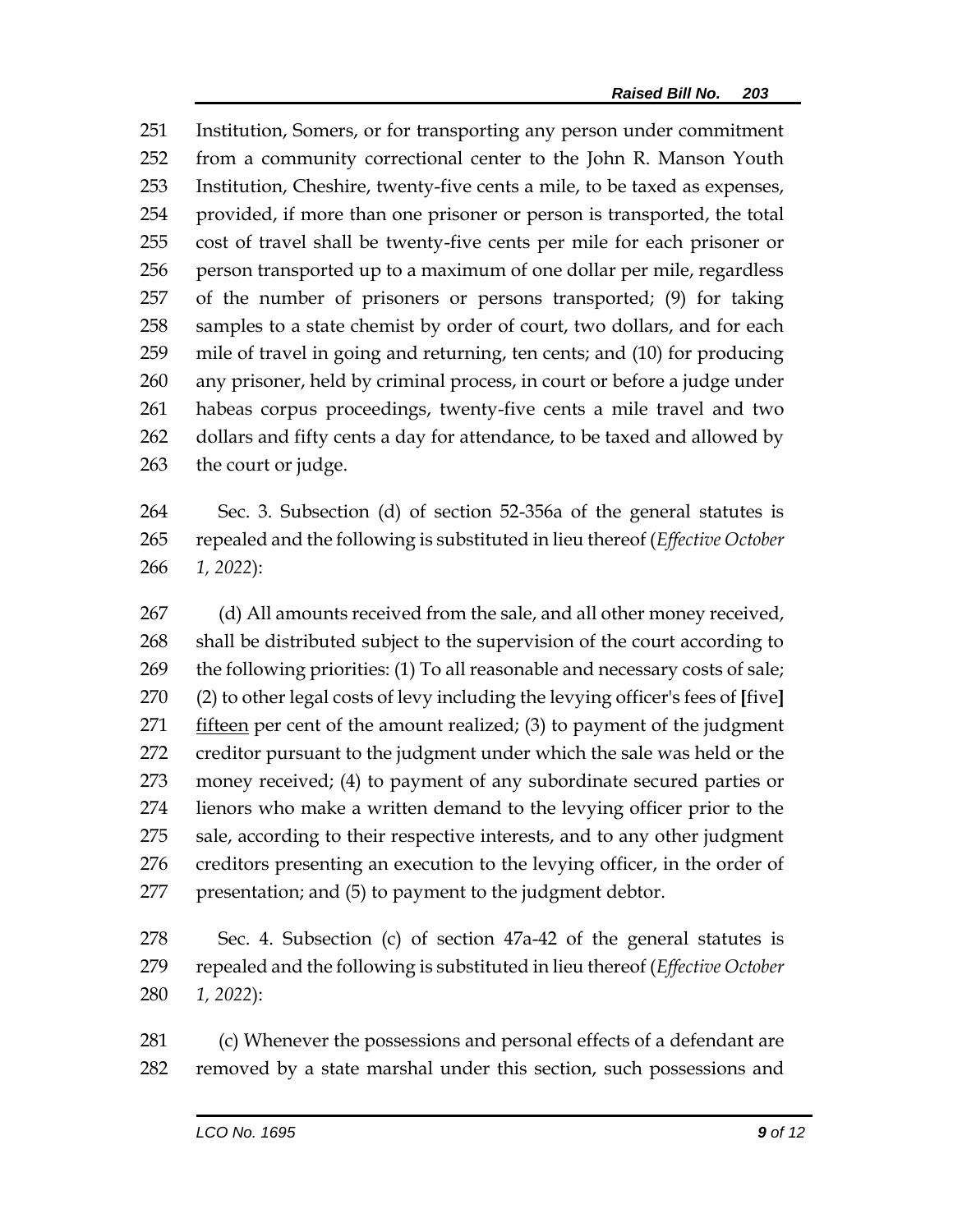251 Institution, Somers, or for transporting any person under commitment
252 from a community correctional center to the John R. Manson Youth
253 Institution, Cheshire, twenty-five cents a mile, to be taxed as expenses,
254 provided, if more than one prisoner or person is transported, the total
255 cost of travel shall be twenty-five cents per mile for each prisoner or
256 person transported up to a maximum of one dollar per mile, regardless
257 of the number of prisoners or persons transported; (9) for taking
258 samples to a state chemist by order of court, two dollars, and for each
259 mile of travel in going and returning, ten cents; and (10) for producing
260 any prisoner, held by criminal process, in court or before a judge under
261 habeas corpus proceedings, twenty-five cents a mile travel and two
262 dollars and fifty cents a day for attendance, to be taxed and allowed by
263 the court or judge.

264 Sec. 3. Subsection (d) of section 52-356a of the general statutes is
265 repealed and the following is substituted in lieu thereof (*Effective October*
266 *1, 2022*):

267 (d) All amounts received from the sale, and all other money received,
268 shall be distributed subject to the supervision of the court according to
269 the following priorities: (1) To all reasonable and necessary costs of sale;
270 (2) to other legal costs of levy including the levying officer's fees of **[**five**]**
271 <u>fifteen</u> per cent of the amount realized; (3) to payment of the judgment
272 creditor pursuant to the judgment under which the sale was held or the
273 money received; (4) to payment of any subordinate secured parties or
274 lienors who make a written demand to the levying officer prior to the
275 sale, according to their respective interests, and to any other judgment
276 creditors presenting an execution to the levying officer, in the order of
277 presentation; and (5) to payment to the judgment debtor.

278 Sec. 4. Subsection (c) of section 47a-42 of the general statutes is
279 repealed and the following is substituted in lieu thereof (*Effective October*
280 *1, 2022*):

281 (c) Whenever the possessions and personal effects of a defendant are
282 removed by a state marshal under this section, such possessions and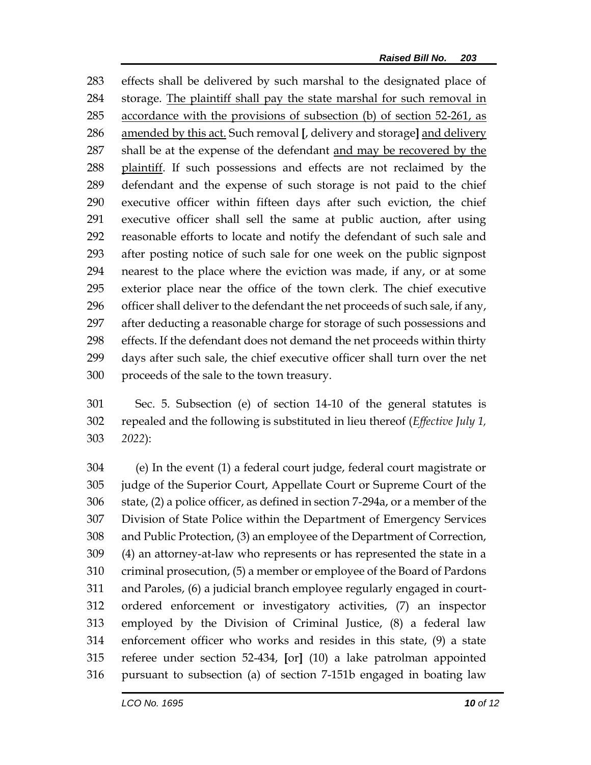effects shall be delivered by such marshal to the designated place of storage. <u>The plaintiff shall pay the state marshal for such removal in accordance with the provisions of subsection (b) of section 52-261, as amended by this act.</u> Such removal [, delivery and storage] <u>and delivery</u> shall be at the expense of the defendant <u>and may be recovered by the plaintiff</u>. If such possessions and effects are not reclaimed by the defendant and the expense of such storage is not paid to the chief executive officer within fifteen days after such eviction, the chief executive officer shall sell the same at public auction, after using reasonable efforts to locate and notify the defendant of such sale and after posting notice of such sale for one week on the public signpost nearest to the place where the eviction was made, if any, or at some exterior place near the office of the town clerk. The chief executive officer shall deliver to the defendant the net proceeds of such sale, if any, after deducting a reasonable charge for storage of such possessions and effects. If the defendant does not demand the net proceeds within thirty days after such sale, the chief executive officer shall turn over the net proceeds of the sale to the town treasury.

Sec. 5. Subsection (e) of section 14-10 of the general statutes is repealed and the following is substituted in lieu thereof (*Effective July 1, 2022*):

(e) In the event (1) a federal court judge, federal court magistrate or judge of the Superior Court, Appellate Court or Supreme Court of the state, (2) a police officer, as defined in section 7-294a, or a member of the Division of State Police within the Department of Emergency Services and Public Protection, (3) an employee of the Department of Correction, (4) an attorney-at-law who represents or has represented the state in a criminal prosecution, (5) a member or employee of the Board of Pardons and Paroles, (6) a judicial branch employee regularly engaged in court-ordered enforcement or investigatory activities, (7) an inspector employed by the Division of Criminal Justice, (8) a federal law enforcement officer who works and resides in this state, (9) a state referee under section 52-434, [or] (10) a lake patrolman appointed pursuant to subsection (a) of section 7-151b engaged in boating law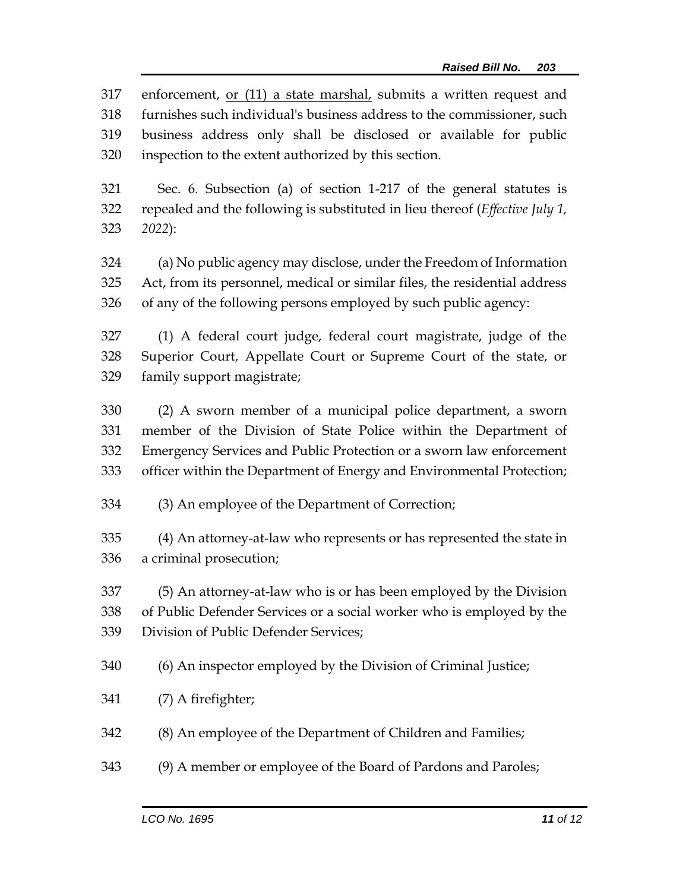enforcement, <u>or (11) a state marshal,</u> submits a written request and furnishes such individual's business address to the commissioner, such business address only shall be disclosed or available for public inspection to the extent authorized by this section.

Sec. 6. Subsection (a) of section 1-217 of the general statutes is repealed and the following is substituted in lieu thereof (*Effective July 1, 2022*):

(a) No public agency may disclose, under the Freedom of Information Act, from its personnel, medical or similar files, the residential address of any of the following persons employed by such public agency:

(1) A federal court judge, federal court magistrate, judge of the Superior Court, Appellate Court or Supreme Court of the state, or family support magistrate;

(2) A sworn member of a municipal police department, a sworn member of the Division of State Police within the Department of Emergency Services and Public Protection or a sworn law enforcement officer within the Department of Energy and Environmental Protection;

(3) An employee of the Department of Correction;

(4) An attorney-at-law who represents or has represented the state in a criminal prosecution;

(5) An attorney-at-law who is or has been employed by the Division of Public Defender Services or a social worker who is employed by the Division of Public Defender Services;

(6) An inspector employed by the Division of Criminal Justice;

(7) A firefighter;

(8) An employee of the Department of Children and Families;

(9) A member or employee of the Board of Pardons and Paroles;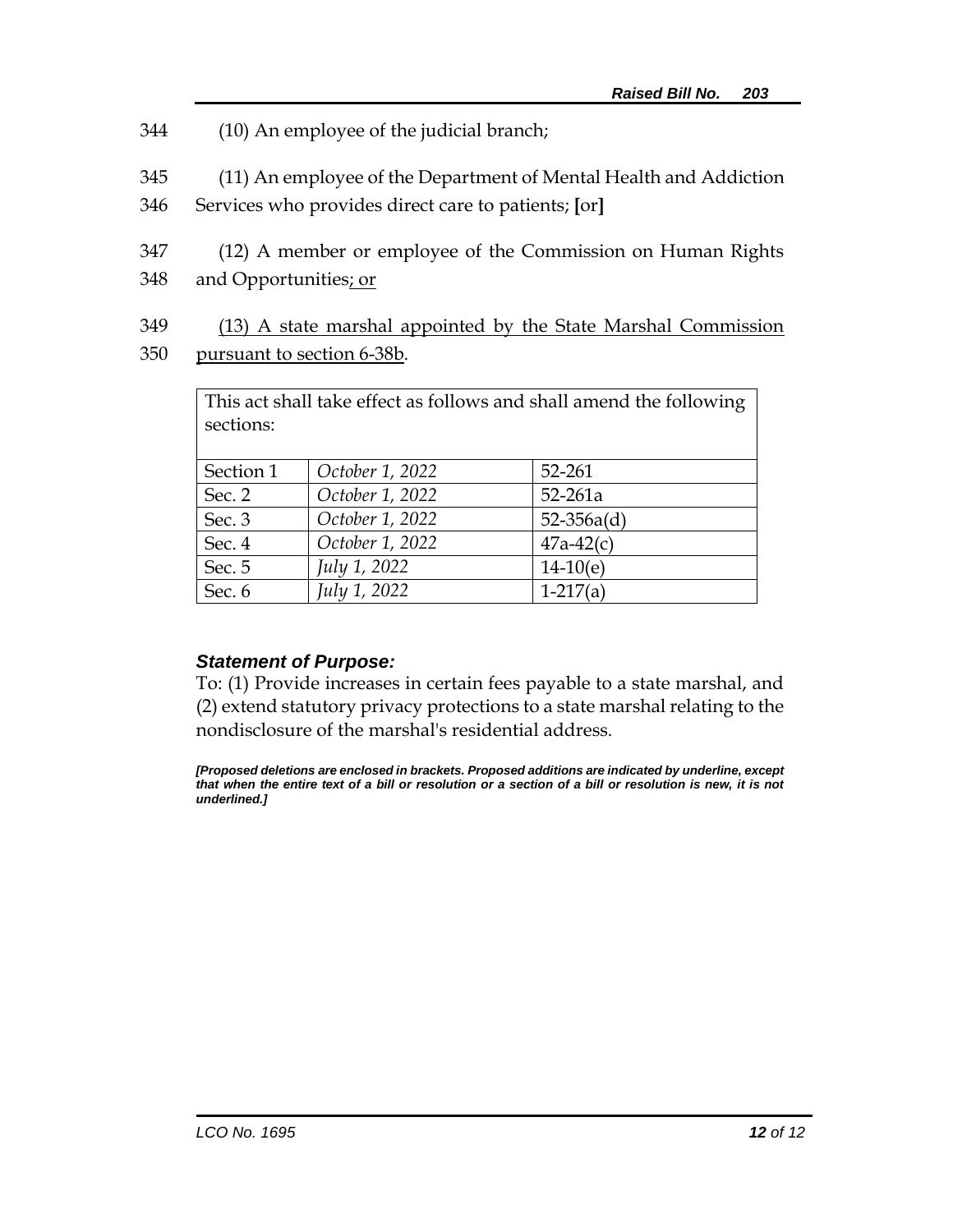344 (10) An employee of the judicial branch;

345 (11) An employee of the Department of Mental Health and Addiction
346 Services who provides direct care to patients; **[**or**]**

347 (12) A member or employee of the Commission on Human Rights
348 and Opportunities<u>; or</u>

349 <u>(13) A state marshal appointed by the State Marshal Commission</u>
350 <u>pursuant to section 6-38b</u>.

| This act shall take effect as follows and shall amend the following sections: | | |
|---|---|---|
| Section 1 | *October 1, 2022* | 52-261 |
| Sec. 2 | *October 1, 2022* | 52-261a |
| Sec. 3 | *October 1, 2022* | 52-356a(d) |
| Sec. 4 | *October 1, 2022* | 47a-42(c) |
| Sec. 5 | *July 1, 2022* | 14-10(e) |
| Sec. 6 | *July 1, 2022* | 1-217(a) |

### *Statement of Purpose:*

To: (1) Provide increases in certain fees payable to a state marshal, and (2) extend statutory privacy protections to a state marshal relating to the nondisclosure of the marshal's residential address.

***[Proposed deletions are enclosed in brackets. Proposed additions are indicated by underline, except that when the entire text of a bill or resolution or a section of a bill or resolution is new, it is not underlined.]***